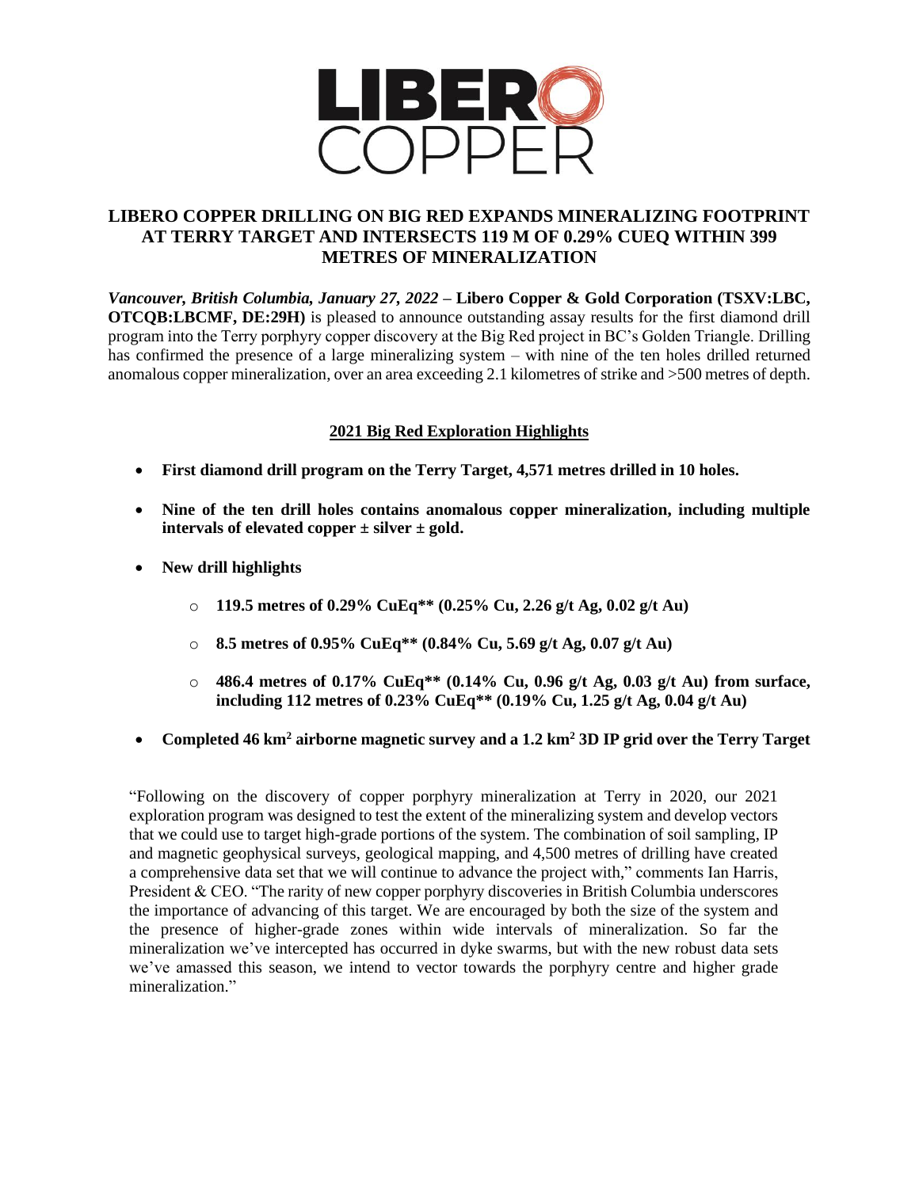# LIBERO COPPER DRILLING ON BIG RED EXPANDS MINERALIZING FOOTPRINT AT TERRY TARGET AND INTERSECTS 119 M OF 0.29% CUEQ WITHIN 399 METRES OF MINERALIZATION

***Vancouver, British Columbia, January 27, 2022*** **– Libero Copper & Gold Corporation (TSXV:LBC, OTCQB:LBCMF, DE:29H)** is pleased to announce outstanding assay results for the first diamond drill program into the Terry porphyry copper discovery at the Big Red project in BC's Golden Triangle. Drilling has confirmed the presence of a large mineralizing system – with nine of the ten holes drilled returned anomalous copper mineralization, over an area exceeding 2.1 kilometres of strike and >500 metres of depth.

## 2021 Big Red Exploration Highlights

- **First diamond drill program on the Terry Target, 4,571 metres drilled in 10 holes.**
- **Nine of the ten drill holes contains anomalous copper mineralization, including multiple intervals of elevated copper ± silver ± gold.**
- **New drill highlights**
  - **119.5 metres of 0.29% CuEq** (0.25% Cu, 2.26 g/t Ag, 0.02 g/t Au)**
  - **8.5 metres of 0.95% CuEq** (0.84% Cu, 5.69 g/t Ag, 0.07 g/t Au)**
  - **486.4 metres of 0.17% CuEq** (0.14% Cu, 0.96 g/t Ag, 0.03 g/t Au) from surface, including 112 metres of 0.23% CuEq** (0.19% Cu, 1.25 g/t Ag, 0.04 g/t Au)**
- **Completed 46 km$^2$ airborne magnetic survey and a 1.2 km$^2$ 3D IP grid over the Terry Target**

"Following on the discovery of copper porphyry mineralization at Terry in 2020, our 2021 exploration program was designed to test the extent of the mineralizing system and develop vectors that we could use to target high-grade portions of the system. The combination of soil sampling, IP and magnetic geophysical surveys, geological mapping, and 4,500 metres of drilling have created a comprehensive data set that we will continue to advance the project with," comments Ian Harris, President & CEO. "The rarity of new copper porphyry discoveries in British Columbia underscores the importance of advancing of this target. We are encouraged by both the size of the system and the presence of higher-grade zones within wide intervals of mineralization. So far the mineralization we've intercepted has occurred in dyke swarms, but with the new robust data sets we've amassed this season, we intend to vector towards the porphyry centre and higher grade mineralization."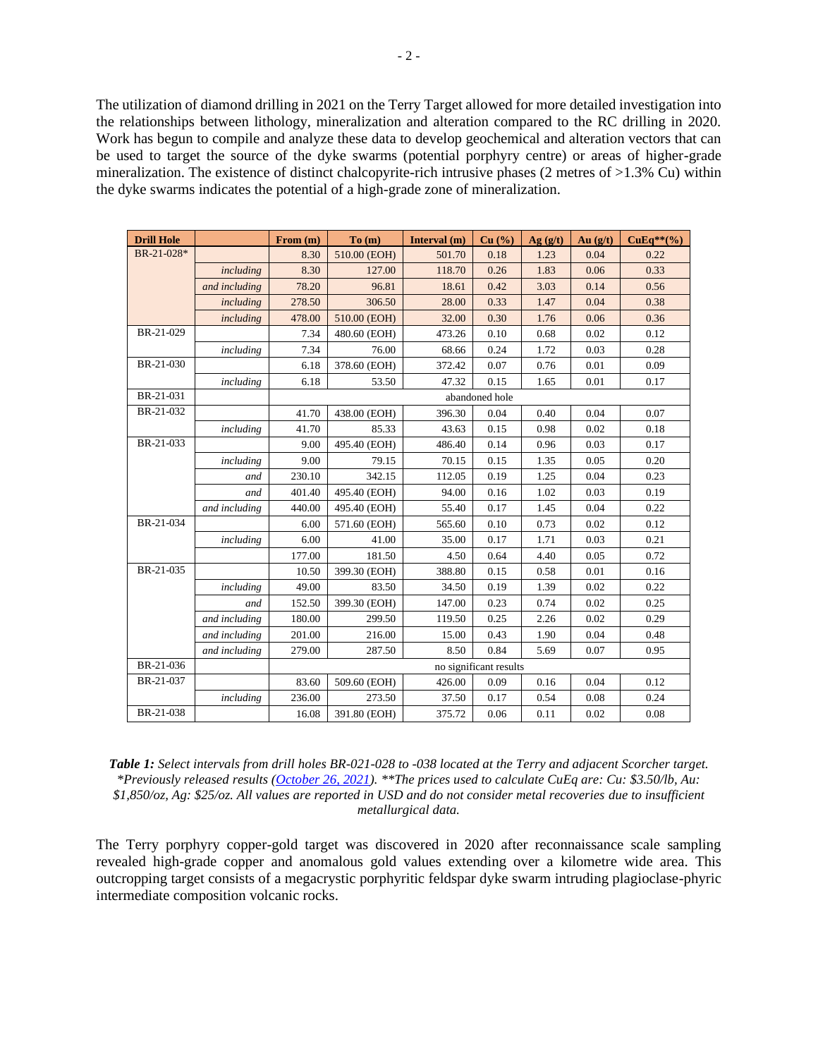The utilization of diamond drilling in 2021 on the Terry Target allowed for more detailed investigation into the relationships between lithology, mineralization and alteration compared to the RC drilling in 2020. Work has begun to compile and analyze these data to develop geochemical and alteration vectors that can be used to target the source of the dyke swarms (potential porphyry centre) or areas of higher-grade mineralization. The existence of distinct chalcopyrite-rich intrusive phases (2 metres of >1.3% Cu) within the dyke swarms indicates the potential of a high-grade zone of mineralization.

| Drill Hole | | From (m) | To (m) | Interval (m) | Cu (%) | Ag (g/t) | Au (g/t) | CuEq**(%) |
|---|---|---|---|---|---|---|---|---|
| BR-21-028* | | 8.30 | 510.00 (EOH) | 501.70 | 0.18 | 1.23 | 0.04 | 0.22 |
| | *including* | 8.30 | 127.00 | 118.70 | 0.26 | 1.83 | 0.06 | 0.33 |
| | *and including* | 78.20 | 96.81 | 18.61 | 0.42 | 3.03 | 0.14 | 0.56 |
| | *including* | 278.50 | 306.50 | 28.00 | 0.33 | 1.47 | 0.04 | 0.38 |
| | *including* | 478.00 | 510.00 (EOH) | 32.00 | 0.30 | 1.76 | 0.06 | 0.36 |
| BR-21-029 | | 7.34 | 480.60 (EOH) | 473.26 | 0.10 | 0.68 | 0.02 | 0.12 |
| | *including* | 7.34 | 76.00 | 68.66 | 0.24 | 1.72 | 0.03 | 0.28 |
| BR-21-030 | | 6.18 | 378.60 (EOH) | 372.42 | 0.07 | 0.76 | 0.01 | 0.09 |
| | *including* | 6.18 | 53.50 | 47.32 | 0.15 | 1.65 | 0.01 | 0.17 |
| BR-21-031 | | abandoned hole | | | | | | |
| BR-21-032 | | 41.70 | 438.00 (EOH) | 396.30 | 0.04 | 0.40 | 0.04 | 0.07 |
| | *including* | 41.70 | 85.33 | 43.63 | 0.15 | 0.98 | 0.02 | 0.18 |
| BR-21-033 | | 9.00 | 495.40 (EOH) | 486.40 | 0.14 | 0.96 | 0.03 | 0.17 |
| | *including* | 9.00 | 79.15 | 70.15 | 0.15 | 1.35 | 0.05 | 0.20 |
| | *and* | 230.10 | 342.15 | 112.05 | 0.19 | 1.25 | 0.04 | 0.23 |
| | *and* | 401.40 | 495.40 (EOH) | 94.00 | 0.16 | 1.02 | 0.03 | 0.19 |
| | *and including* | 440.00 | 495.40 (EOH) | 55.40 | 0.17 | 1.45 | 0.04 | 0.22 |
| BR-21-034 | | 6.00 | 571.60 (EOH) | 565.60 | 0.10 | 0.73 | 0.02 | 0.12 |
| | *including* | 6.00 | 41.00 | 35.00 | 0.17 | 1.71 | 0.03 | 0.21 |
| | | 177.00 | 181.50 | 4.50 | 0.64 | 4.40 | 0.05 | 0.72 |
| BR-21-035 | | 10.50 | 399.30 (EOH) | 388.80 | 0.15 | 0.58 | 0.01 | 0.16 |
| | *including* | 49.00 | 83.50 | 34.50 | 0.19 | 1.39 | 0.02 | 0.22 |
| | *and* | 152.50 | 399.30 (EOH) | 147.00 | 0.23 | 0.74 | 0.02 | 0.25 |
| | *and including* | 180.00 | 299.50 | 119.50 | 0.25 | 2.26 | 0.02 | 0.29 |
| | *and including* | 201.00 | 216.00 | 15.00 | 0.43 | 1.90 | 0.04 | 0.48 |
| | *and including* | 279.00 | 287.50 | 8.50 | 0.84 | 5.69 | 0.07 | 0.95 |
| BR-21-036 | | no significant results | | | | | | |
| BR-21-037 | | 83.60 | 509.60 (EOH) | 426.00 | 0.09 | 0.16 | 0.04 | 0.12 |
| | *including* | 236.00 | 273.50 | 37.50 | 0.17 | 0.54 | 0.08 | 0.24 |
| BR-21-038 | | 16.08 | 391.80 (EOH) | 375.72 | 0.06 | 0.11 | 0.02 | 0.08 |

***Table 1:*** *Select intervals from drill holes BR-021-028 to -038 located at the Terry and adjacent Scorcher target. \*Previously released results (October 26, 2021). \*\*The prices used to calculate CuEq are: Cu: $3.50/lb, Au: $1,850/oz, Ag: $25/oz. All values are reported in USD and do not consider metal recoveries due to insufficient metallurgical data.*

The Terry porphyry copper-gold target was discovered in 2020 after reconnaissance scale sampling revealed high-grade copper and anomalous gold values extending over a kilometre wide area. This outcropping target consists of a megacrystic porphyritic feldspar dyke swarm intruding plagioclase-phyric intermediate composition volcanic rocks.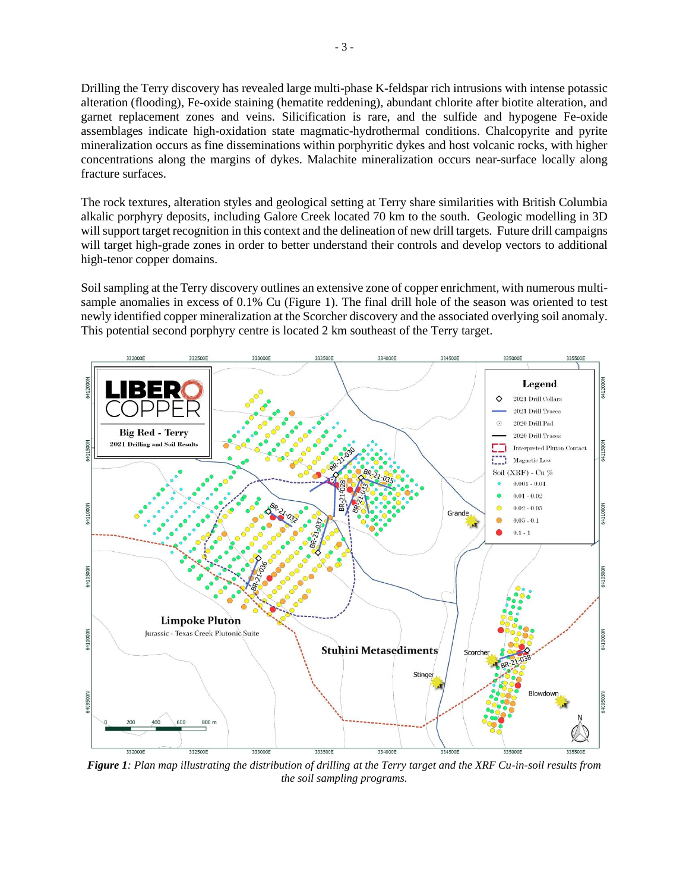Drilling the Terry discovery has revealed large multi-phase K-feldspar rich intrusions with intense potassic alteration (flooding), Fe-oxide staining (hematite reddening), abundant chlorite after biotite alteration, and garnet replacement zones and veins. Silicification is rare, and the sulfide and hypogene Fe-oxide assemblages indicate high-oxidation state magmatic-hydrothermal conditions. Chalcopyrite and pyrite mineralization occurs as fine disseminations within porphyritic dykes and host volcanic rocks, with higher concentrations along the margins of dykes. Malachite mineralization occurs near-surface locally along fracture surfaces.

The rock textures, alteration styles and geological setting at Terry share similarities with British Columbia alkalic porphyry deposits, including Galore Creek located 70 km to the south. Geologic modelling in 3D will support target recognition in this context and the delineation of new drill targets. Future drill campaigns will target high-grade zones in order to better understand their controls and develop vectors to additional high-tenor copper domains.

Soil sampling at the Terry discovery outlines an extensive zone of copper enrichment, with numerous multi-sample anomalies in excess of 0.1% Cu (Figure 1). The final drill hole of the season was oriented to test newly identified copper mineralization at the Scorcher discovery and the associated overlying soil anomaly. This potential second porphyry centre is located 2 km southeast of the Terry target.

***Figure 1****: Plan map illustrating the distribution of drilling at the Terry target and the XRF Cu-in-soil results from the soil sampling programs.*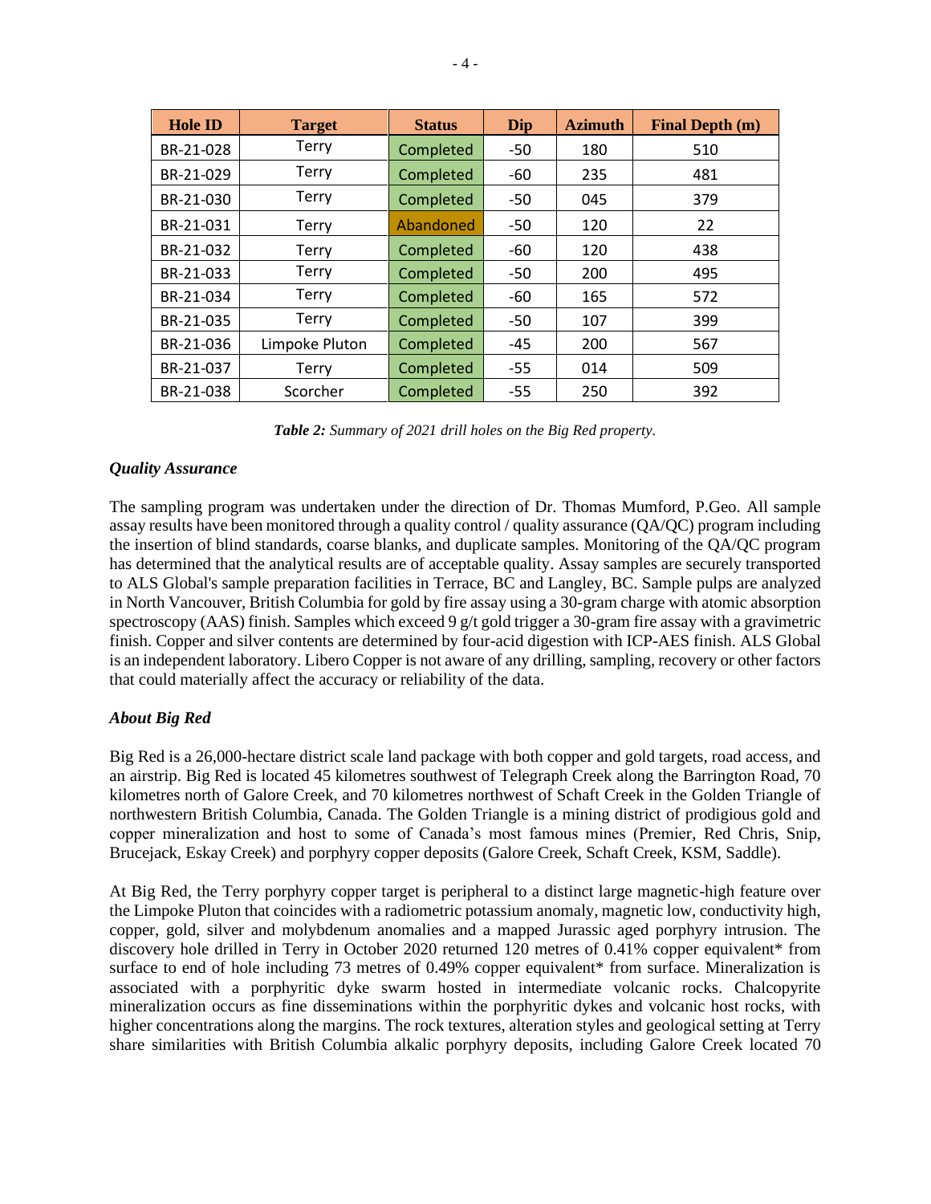| Hole ID | Target | Status | Dip | Azimuth | Final Depth (m) |
|---|---|---|---|---|---|
| BR-21-028 | Terry | Completed | -50 | 180 | 510 |
| BR-21-029 | Terry | Completed | -60 | 235 | 481 |
| BR-21-030 | Terry | Completed | -50 | 045 | 379 |
| BR-21-031 | Terry | Abandoned | -50 | 120 | 22 |
| BR-21-032 | Terry | Completed | -60 | 120 | 438 |
| BR-21-033 | Terry | Completed | -50 | 200 | 495 |
| BR-21-034 | Terry | Completed | -60 | 165 | 572 |
| BR-21-035 | Terry | Completed | -50 | 107 | 399 |
| BR-21-036 | Limpoke Pluton | Completed | -45 | 200 | 567 |
| BR-21-037 | Terry | Completed | -55 | 014 | 509 |
| BR-21-038 | Scorcher | Completed | -55 | 250 | 392 |

***Table 2:*** *Summary of 2021 drill holes on the Big Red property.*

### *Quality Assurance*

The sampling program was undertaken under the direction of Dr. Thomas Mumford, P.Geo. All sample assay results have been monitored through a quality control / quality assurance (QA/QC) program including the insertion of blind standards, coarse blanks, and duplicate samples. Monitoring of the QA/QC program has determined that the analytical results are of acceptable quality. Assay samples are securely transported to ALS Global's sample preparation facilities in Terrace, BC and Langley, BC. Sample pulps are analyzed in North Vancouver, British Columbia for gold by fire assay using a 30-gram charge with atomic absorption spectroscopy (AAS) finish. Samples which exceed 9 g/t gold trigger a 30-gram fire assay with a gravimetric finish. Copper and silver contents are determined by four-acid digestion with ICP-AES finish. ALS Global is an independent laboratory. Libero Copper is not aware of any drilling, sampling, recovery or other factors that could materially affect the accuracy or reliability of the data.

### *About Big Red*

Big Red is a 26,000-hectare district scale land package with both copper and gold targets, road access, and an airstrip. Big Red is located 45 kilometres southwest of Telegraph Creek along the Barrington Road, 70 kilometres north of Galore Creek, and 70 kilometres northwest of Schaft Creek in the Golden Triangle of northwestern British Columbia, Canada. The Golden Triangle is a mining district of prodigious gold and copper mineralization and host to some of Canada's most famous mines (Premier, Red Chris, Snip, Brucejack, Eskay Creek) and porphyry copper deposits (Galore Creek, Schaft Creek, KSM, Saddle).

At Big Red, the Terry porphyry copper target is peripheral to a distinct large magnetic-high feature over the Limpoke Pluton that coincides with a radiometric potassium anomaly, magnetic low, conductivity high, copper, gold, silver and molybdenum anomalies and a mapped Jurassic aged porphyry intrusion. The discovery hole drilled in Terry in October 2020 returned 120 metres of 0.41% copper equivalent* from surface to end of hole including 73 metres of 0.49% copper equivalent* from surface. Mineralization is associated with a porphyritic dyke swarm hosted in intermediate volcanic rocks. Chalcopyrite mineralization occurs as fine disseminations within the porphyritic dykes and volcanic host rocks, with higher concentrations along the margins. The rock textures, alteration styles and geological setting at Terry share similarities with British Columbia alkalic porphyry deposits, including Galore Creek located 70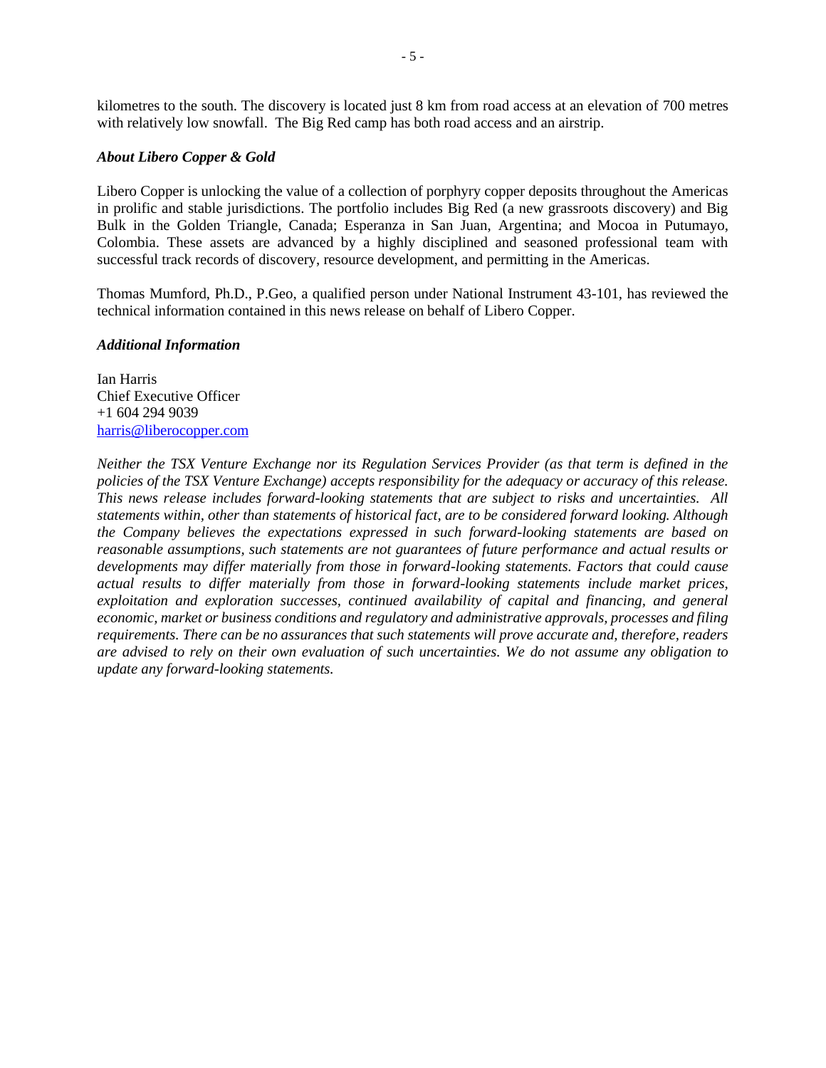kilometres to the south. The discovery is located just 8 km from road access at an elevation of 700 metres with relatively low snowfall. The Big Red camp has both road access and an airstrip.

### *About Libero Copper & Gold*

Libero Copper is unlocking the value of a collection of porphyry copper deposits throughout the Americas in prolific and stable jurisdictions. The portfolio includes Big Red (a new grassroots discovery) and Big Bulk in the Golden Triangle, Canada; Esperanza in San Juan, Argentina; and Mocoa in Putumayo, Colombia. These assets are advanced by a highly disciplined and seasoned professional team with successful track records of discovery, resource development, and permitting in the Americas.

Thomas Mumford, Ph.D., P.Geo, a qualified person under National Instrument 43-101, has reviewed the technical information contained in this news release on behalf of Libero Copper.

### *Additional Information*

Ian Harris
Chief Executive Officer
+1 604 294 9039
[harris@liberocopper.com](mailto:harris@liberocopper.com)

*Neither the TSX Venture Exchange nor its Regulation Services Provider (as that term is defined in the policies of the TSX Venture Exchange) accepts responsibility for the adequacy or accuracy of this release. This news release includes forward-looking statements that are subject to risks and uncertainties. All statements within, other than statements of historical fact, are to be considered forward looking. Although the Company believes the expectations expressed in such forward-looking statements are based on reasonable assumptions, such statements are not guarantees of future performance and actual results or developments may differ materially from those in forward-looking statements. Factors that could cause actual results to differ materially from those in forward-looking statements include market prices, exploitation and exploration successes, continued availability of capital and financing, and general economic, market or business conditions and regulatory and administrative approvals, processes and filing requirements. There can be no assurances that such statements will prove accurate and, therefore, readers are advised to rely on their own evaluation of such uncertainties. We do not assume any obligation to update any forward-looking statements.*